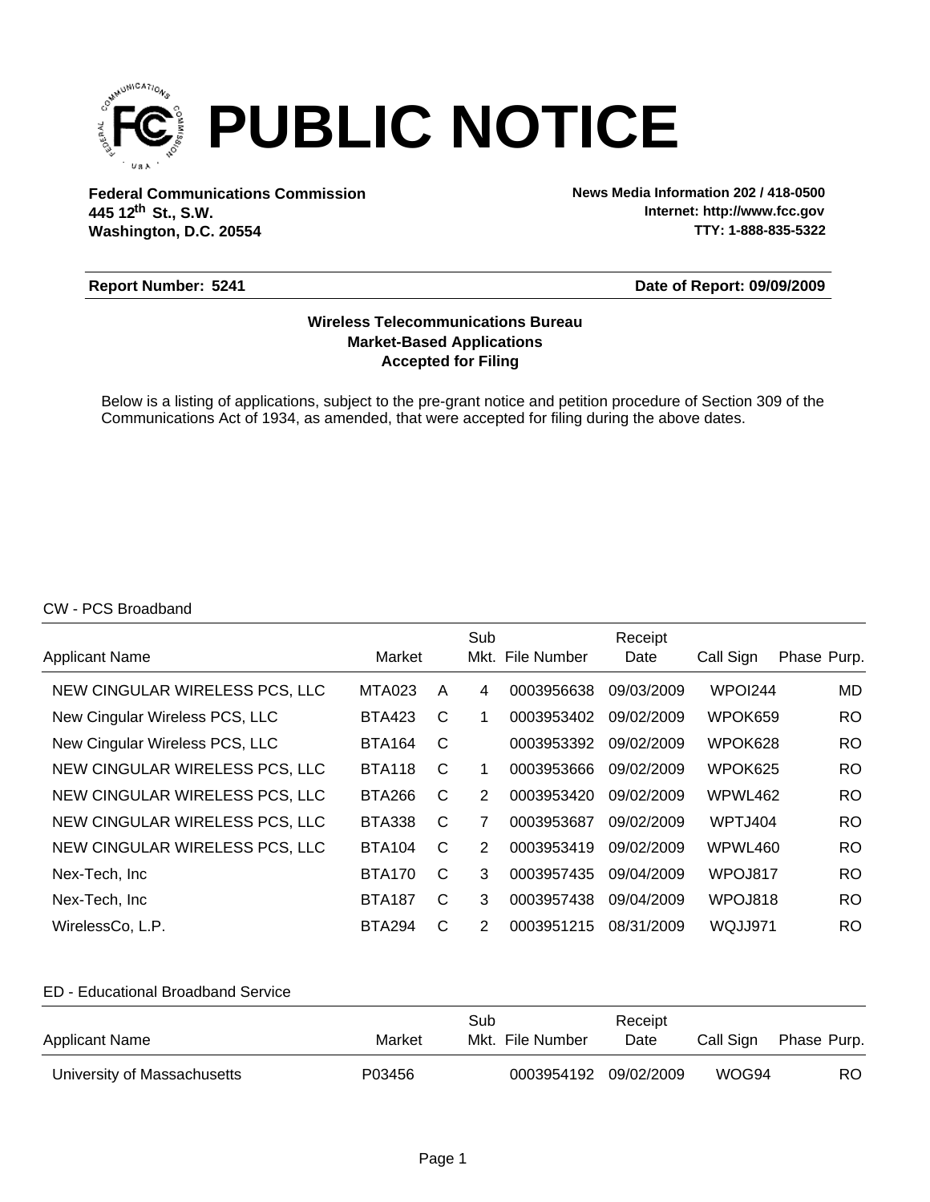# PUBLIC NOTICE

**Federal Communications Commission**
**445 12th St., S.W.**
**Washington, D.C. 20554**

**News Media Information 202 / 418-0500**
**Internet: http://www.fcc.gov**
**TTY: 1-888-835-5322**

**Report Number: 5241** **Date of Report: 09/09/2009**

**Wireless Telecommunications Bureau**
**Market-Based Applications**
**Accepted for Filing**

Below is a listing of applications, subject to the pre-grant notice and petition procedure of Section 309 of the Communications Act of 1934, as amended, that were accepted for filing during the above dates.

CW - PCS Broadband

| Applicant Name | Market | | Sub Mkt. | File Number | Receipt Date | Call Sign | Phase | Purp. |
|---|---|---|---|---|---|---|---|---|
| NEW CINGULAR WIRELESS PCS, LLC | MTA023 | A | 4 | 0003956638 | 09/03/2009 | WPOI244 | | MD |
| New Cingular Wireless PCS, LLC | BTA423 | C | 1 | 0003953402 | 09/02/2009 | WPOK659 | | RO |
| New Cingular Wireless PCS, LLC | BTA164 | C | | 0003953392 | 09/02/2009 | WPOK628 | | RO |
| NEW CINGULAR WIRELESS PCS, LLC | BTA118 | C | 1 | 0003953666 | 09/02/2009 | WPOK625 | | RO |
| NEW CINGULAR WIRELESS PCS, LLC | BTA266 | C | 2 | 0003953420 | 09/02/2009 | WPWL462 | | RO |
| NEW CINGULAR WIRELESS PCS, LLC | BTA338 | C | 7 | 0003953687 | 09/02/2009 | WPTJ404 | | RO |
| NEW CINGULAR WIRELESS PCS, LLC | BTA104 | C | 2 | 0003953419 | 09/02/2009 | WPWL460 | | RO |
| Nex-Tech, Inc | BTA170 | C | 3 | 0003957435 | 09/04/2009 | WPOJ817 | | RO |
| Nex-Tech, Inc | BTA187 | C | 3 | 0003957438 | 09/04/2009 | WPOJ818 | | RO |
| WirelessCo, L.P. | BTA294 | C | 2 | 0003951215 | 08/31/2009 | WQJJ971 | | RO |

ED - Educational Broadband Service

| Applicant Name | Market | Sub Mkt. | File Number | Receipt Date | Call Sign | Phase | Purp. |
|---|---|---|---|---|---|---|---|
| University of Massachusetts | P03456 | | 0003954192 | 09/02/2009 | WOG94 | | RO |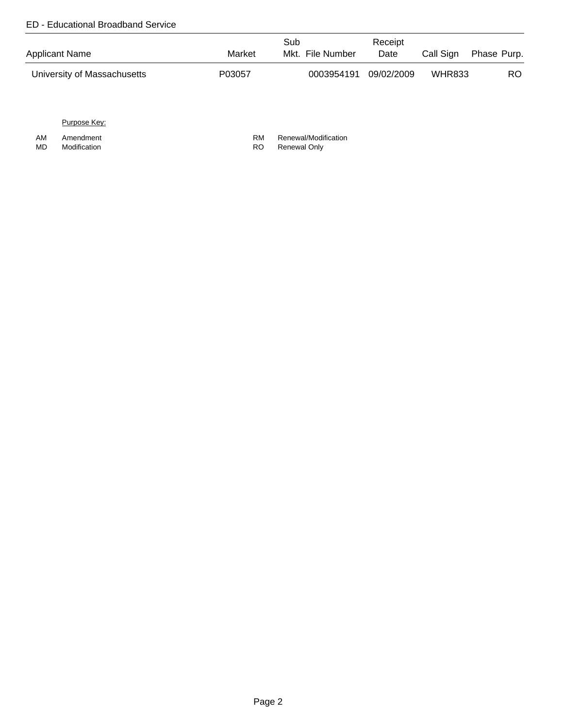ED - Educational Broadband Service

| Applicant Name | Market | Sub Mkt. | File Number | Receipt Date | Call Sign | Phase | Purp. |
|---|---|---|---|---|---|---|---|
| University of Massachusetts | P03057 | | 0003954191 | 09/02/2009 | WHR833 | | RO |

Purpose Key:

| | | | |
|---|---|---|---|
| AM | Amendment | RM | Renewal/Modification |
| MD | Modification | RO | Renewal Only |